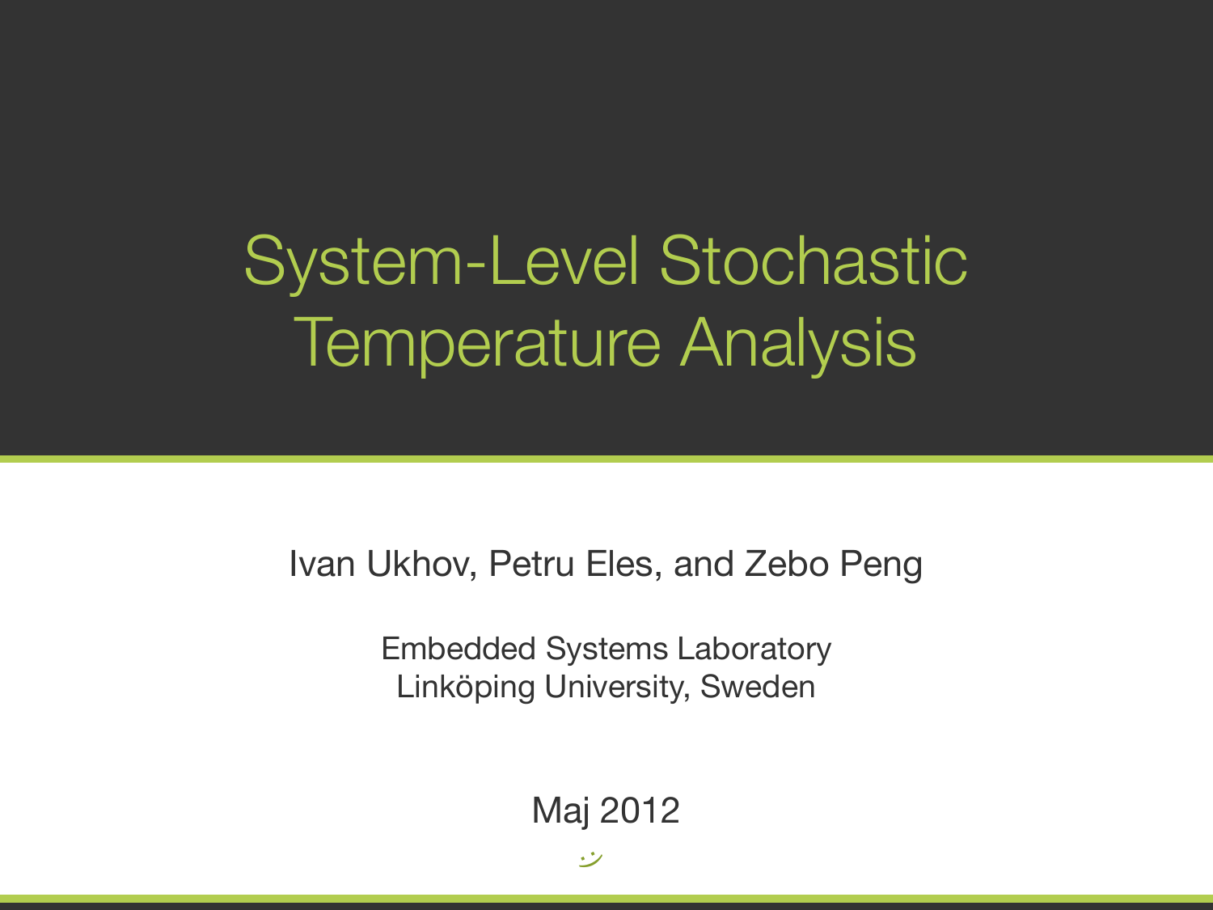# System-Level Stochastic Temperature Analysis

Ivan Ukhov, Petru Eles, and Zebo Peng

Embedded Systems Laboratory
Linköping University, Sweden

Maj 2012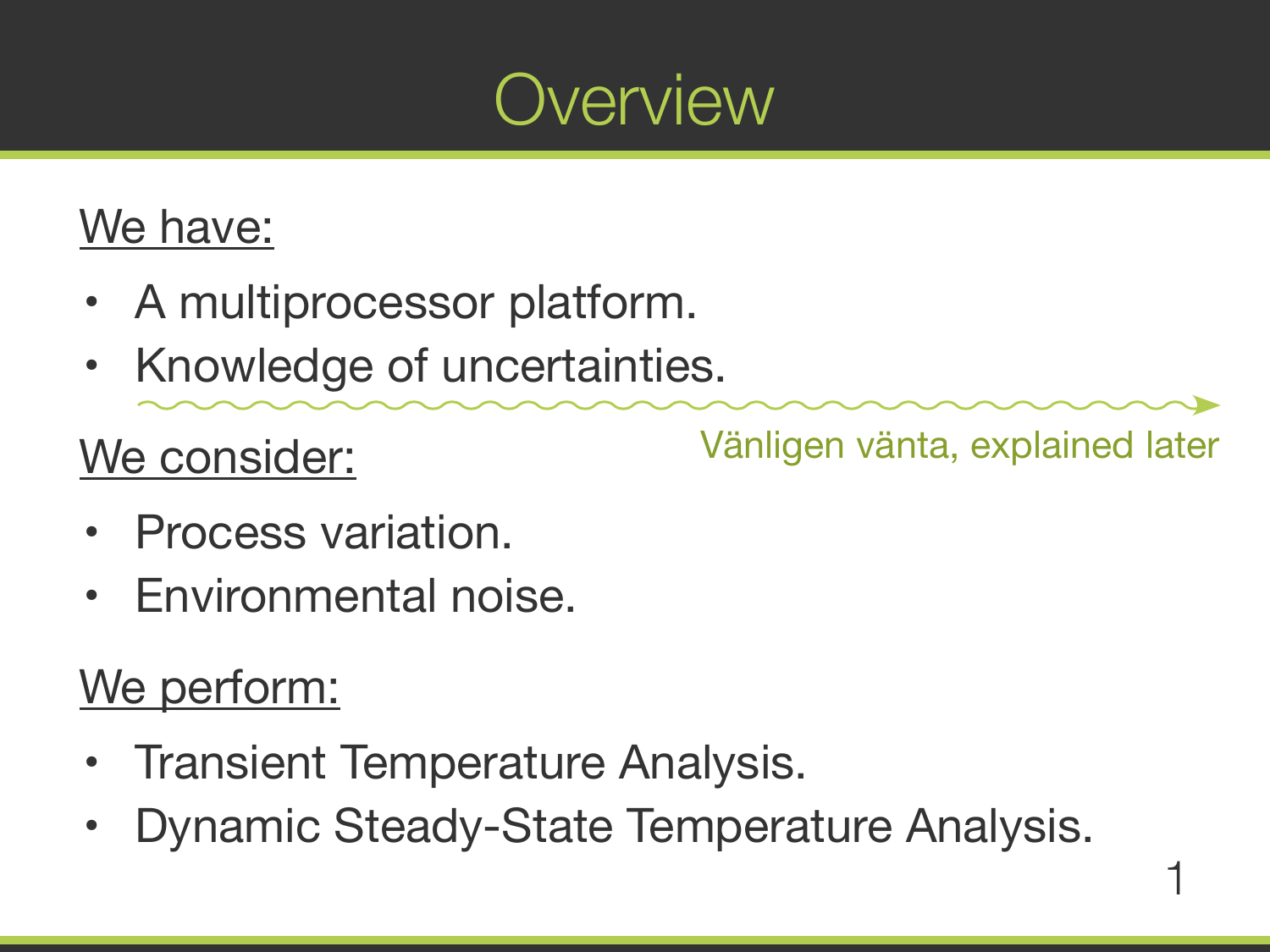# Overview

We have:

- A multiprocessor platform.
- Knowledge of uncertainties.

Vänligen vänta, explained later

We consider:

- Process variation.
- Environmental noise.

We perform:

- Transient Temperature Analysis.
- Dynamic Steady-State Temperature Analysis.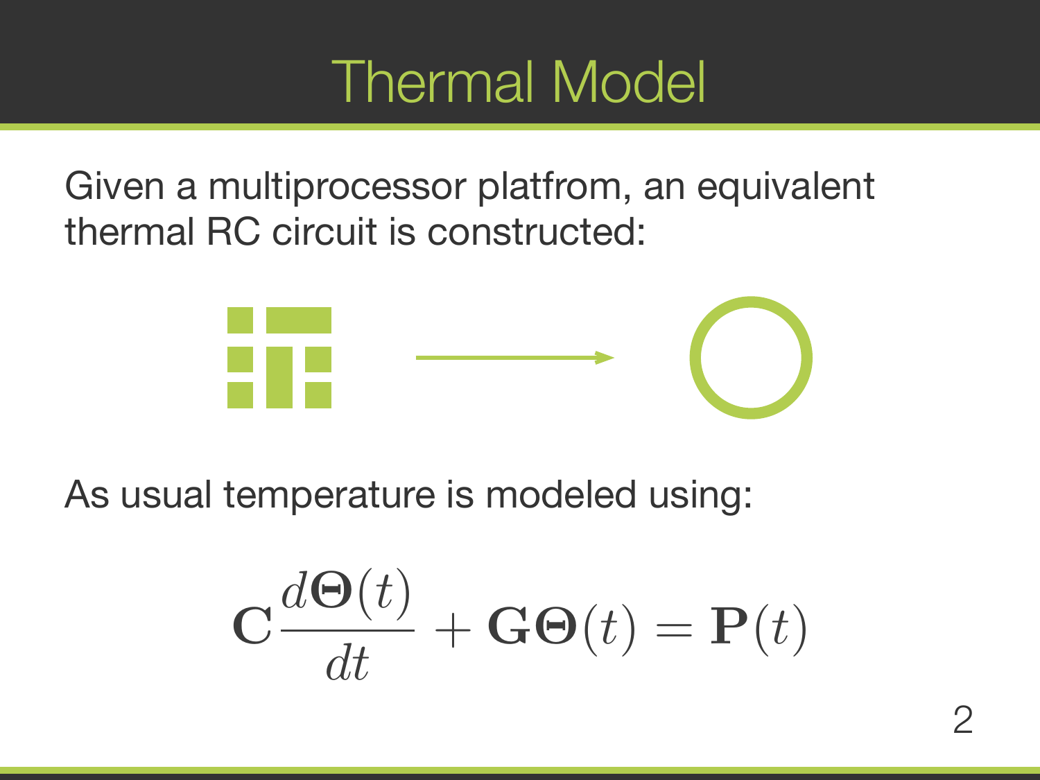# Thermal Model

Given a multiprocessor platfrom, an equivalent thermal RC circuit is constructed:

As usual temperature is modeled using:

$$\mathbf{C}\frac{d\mathbf{\Theta}(t)}{dt} + \mathbf{G}\mathbf{\Theta}(t) = \mathbf{P}(t)$$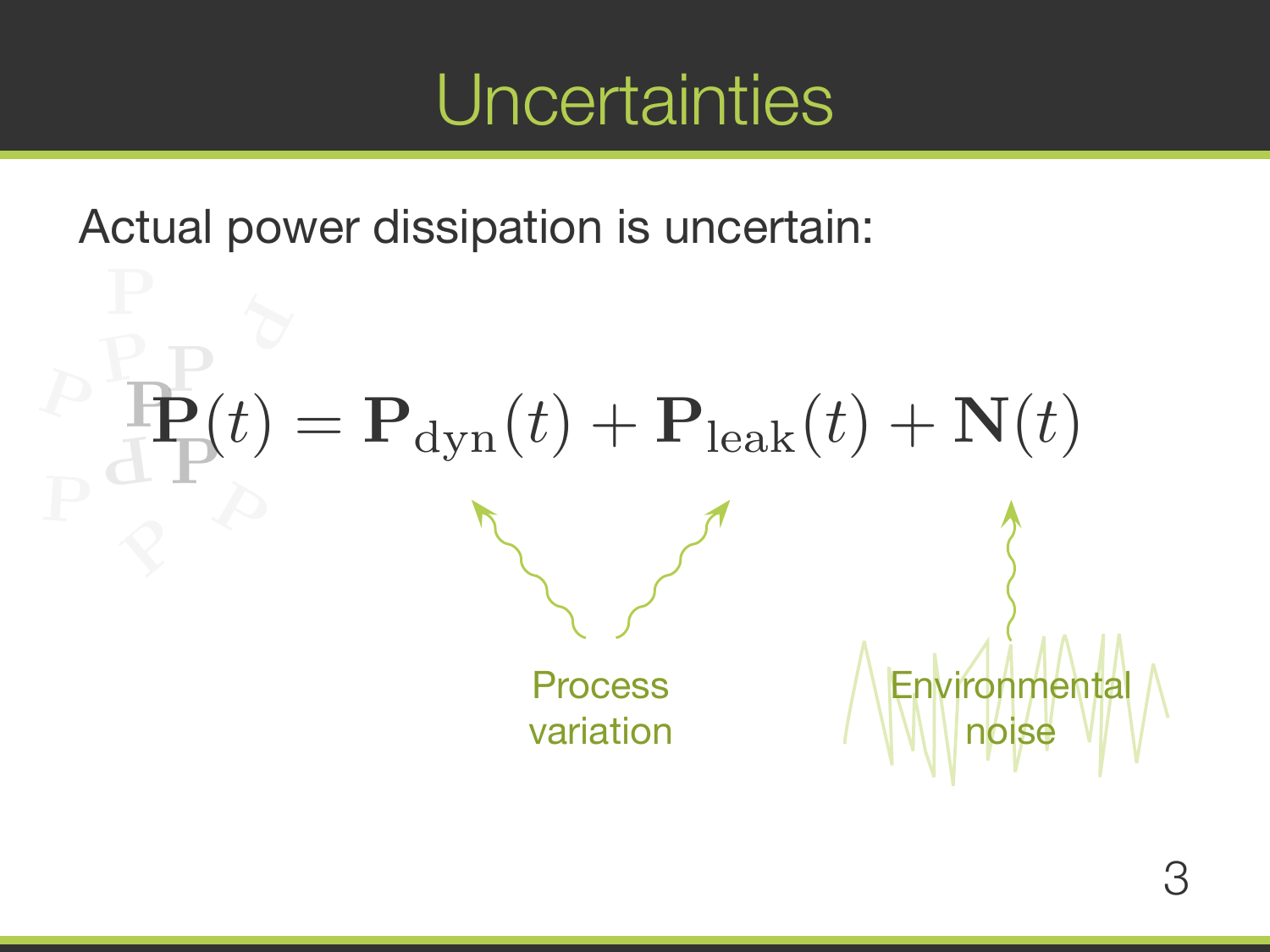# Uncertainties

Actual power dissipation is uncertain:

$$\mathbf{P}(t) = \mathbf{P}_{\mathrm{dyn}}(t) + \mathbf{P}_{\mathrm{leak}}(t) + \mathbf{N}(t)$$

Process variation

Environmental noise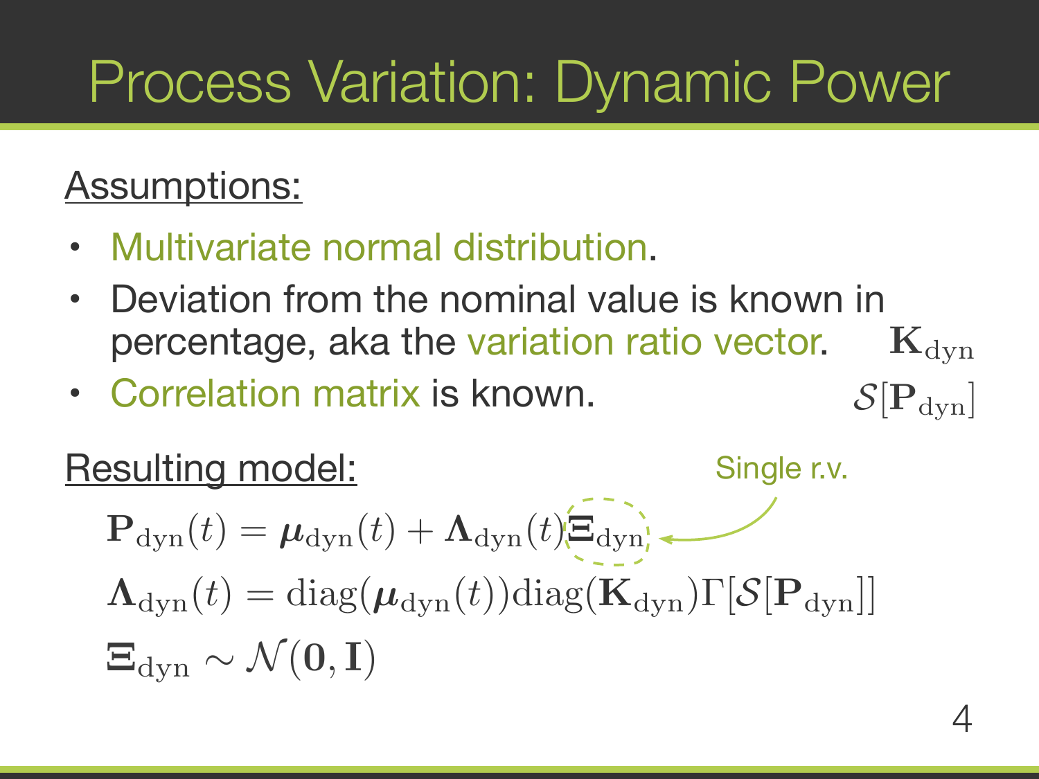# Process Variation: Dynamic Power

Assumptions:

- Multivariate normal distribution.
- Deviation from the nominal value is known in percentage, aka the variation ratio vector. $\mathbf{K}_{\mathrm{dyn}}$
- Correlation matrix is known. $\mathcal{S}[\mathbf{P}_{\mathrm{dyn}}]$

Resulting model:

Single r.v.

$$\mathbf{P}_{\mathrm{dyn}}(t) = \boldsymbol{\mu}_{\mathrm{dyn}}(t) + \boldsymbol{\Lambda}_{\mathrm{dyn}}(t) \boldsymbol{\Xi}_{\mathrm{dyn}}$$

$$\boldsymbol{\Lambda}_{\mathrm{dyn}}(t) = \mathrm{diag}(\boldsymbol{\mu}_{\mathrm{dyn}}(t)) \mathrm{diag}(\mathbf{K}_{\mathrm{dyn}}) \Gamma[\mathcal{S}[\mathbf{P}_{\mathrm{dyn}}]]$$

$$\boldsymbol{\Xi}_{\mathrm{dyn}} \sim \mathcal{N}(\mathbf{0}, \mathbf{I})$$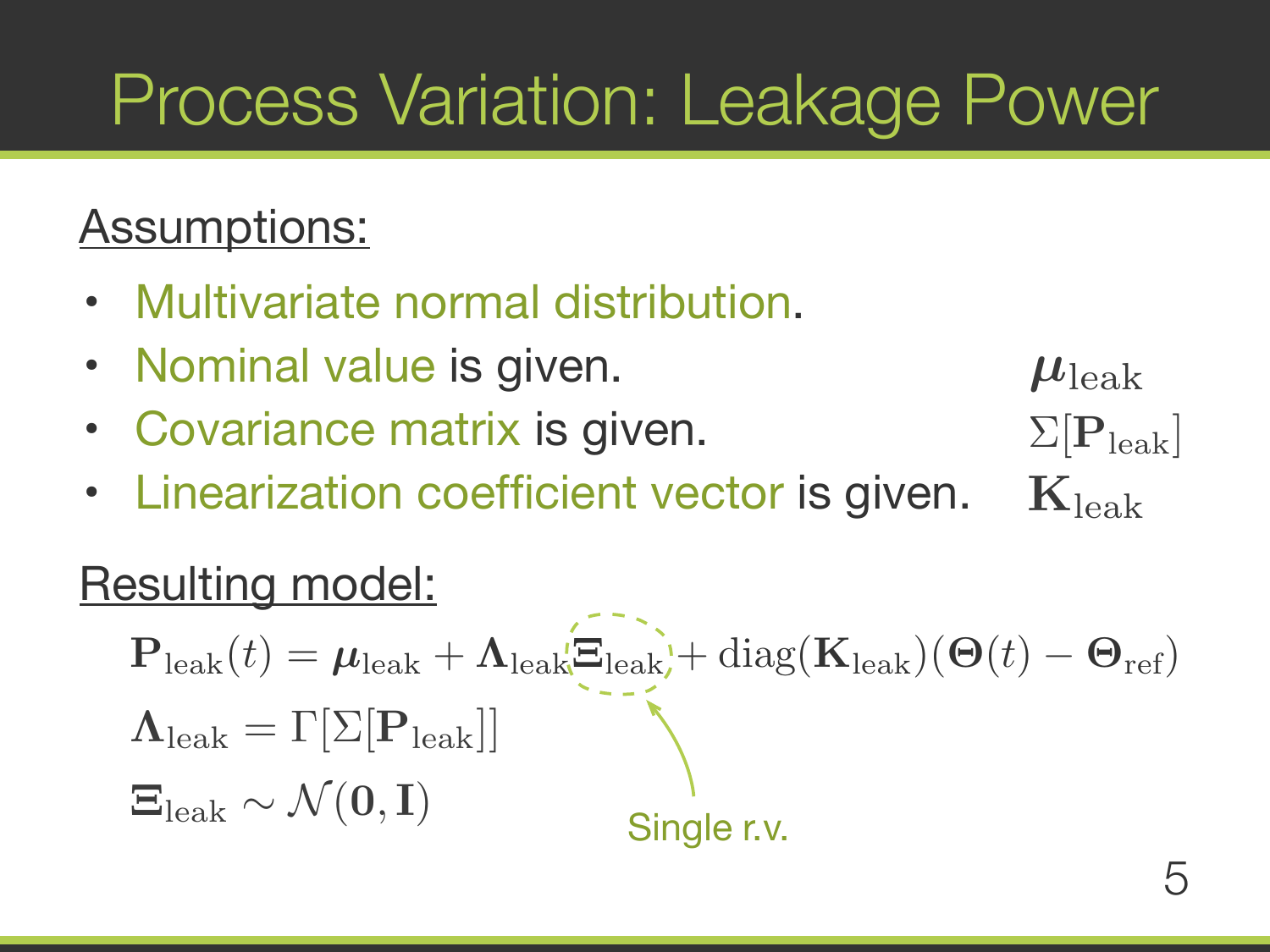# Process Variation: Leakage Power

Assumptions:

- Multivariate normal distribution.
- Nominal value is given. $\boldsymbol{\mu}_{\mathrm{leak}}$
- Covariance matrix is given. $\Sigma[\mathbf{P}_{\mathrm{leak}}]$
- Linearization coefficient vector is given. $\mathbf{K}_{\mathrm{leak}}$

Resulting model:

$$\mathbf{P}_{\mathrm{leak}}(t) = \boldsymbol{\mu}_{\mathrm{leak}} + \boldsymbol{\Lambda}_{\mathrm{leak}} \boldsymbol{\Xi}_{\mathrm{leak}} + \mathrm{diag}(\mathbf{K}_{\mathrm{leak}})(\boldsymbol{\Theta}(t) - \boldsymbol{\Theta}_{\mathrm{ref}})$$

$$\boldsymbol{\Lambda}_{\mathrm{leak}} = \Gamma[\Sigma[\mathbf{P}_{\mathrm{leak}}]]$$

$$\boldsymbol{\Xi}_{\mathrm{leak}} \sim \mathcal{N}(\mathbf{0}, \mathbf{I})$$

Single r.v.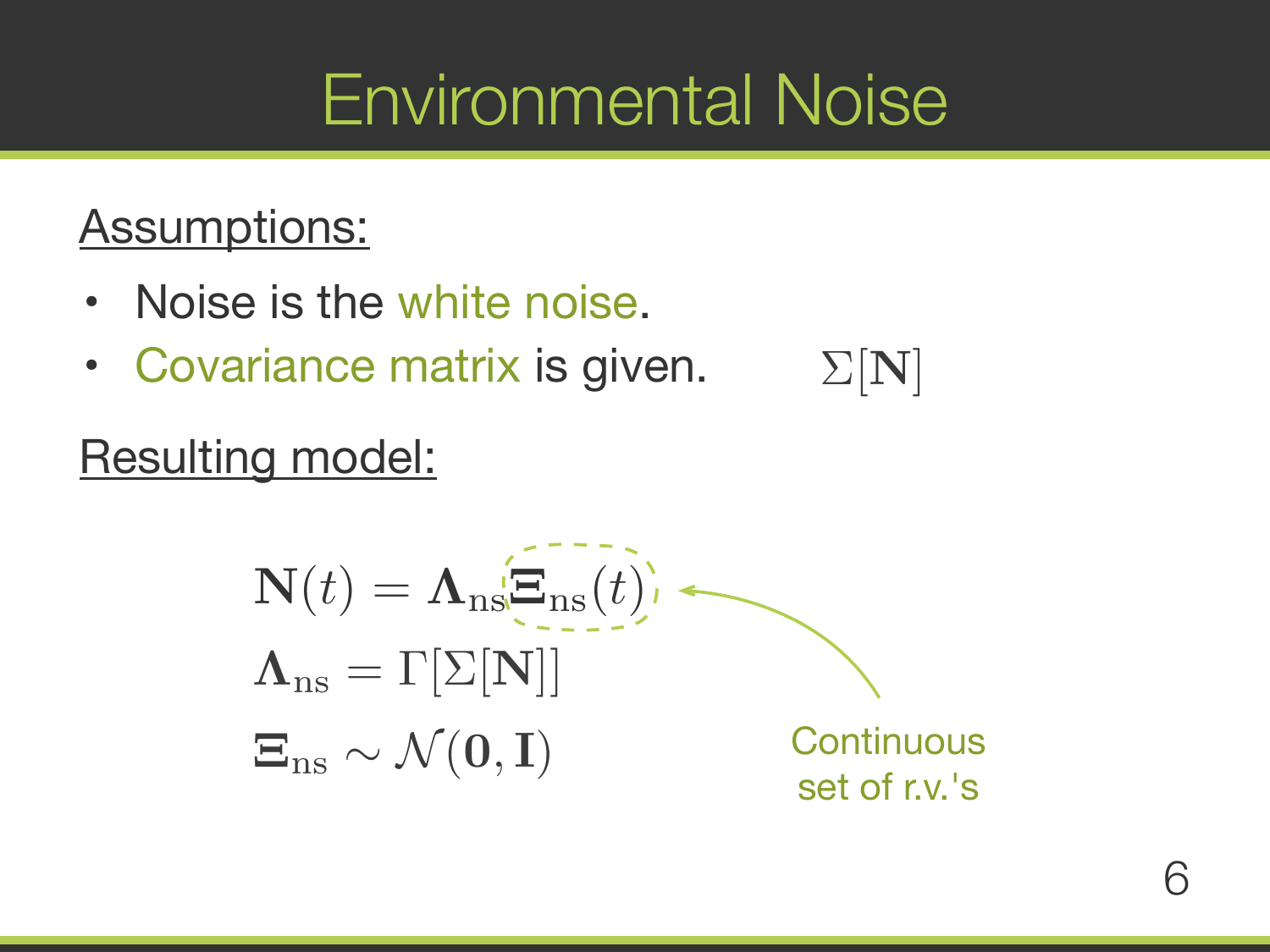# Environmental Noise

Assumptions:

- Noise is the white noise.
- Covariance matrix is given. $\Sigma[\mathbf{N}]$

Resulting model:

$$\mathbf{N}(t) = \mathbf{\Lambda}_{\text{ns}} \mathbf{\Xi}_{\text{ns}}(t)$$

$$\mathbf{\Lambda}_{\text{ns}} = \Gamma[\Sigma[\mathbf{N}]]$$

$$\mathbf{\Xi}_{\text{ns}} \sim \mathcal{N}(\mathbf{0}, \mathbf{I})$$

Continuous set of r.v.'s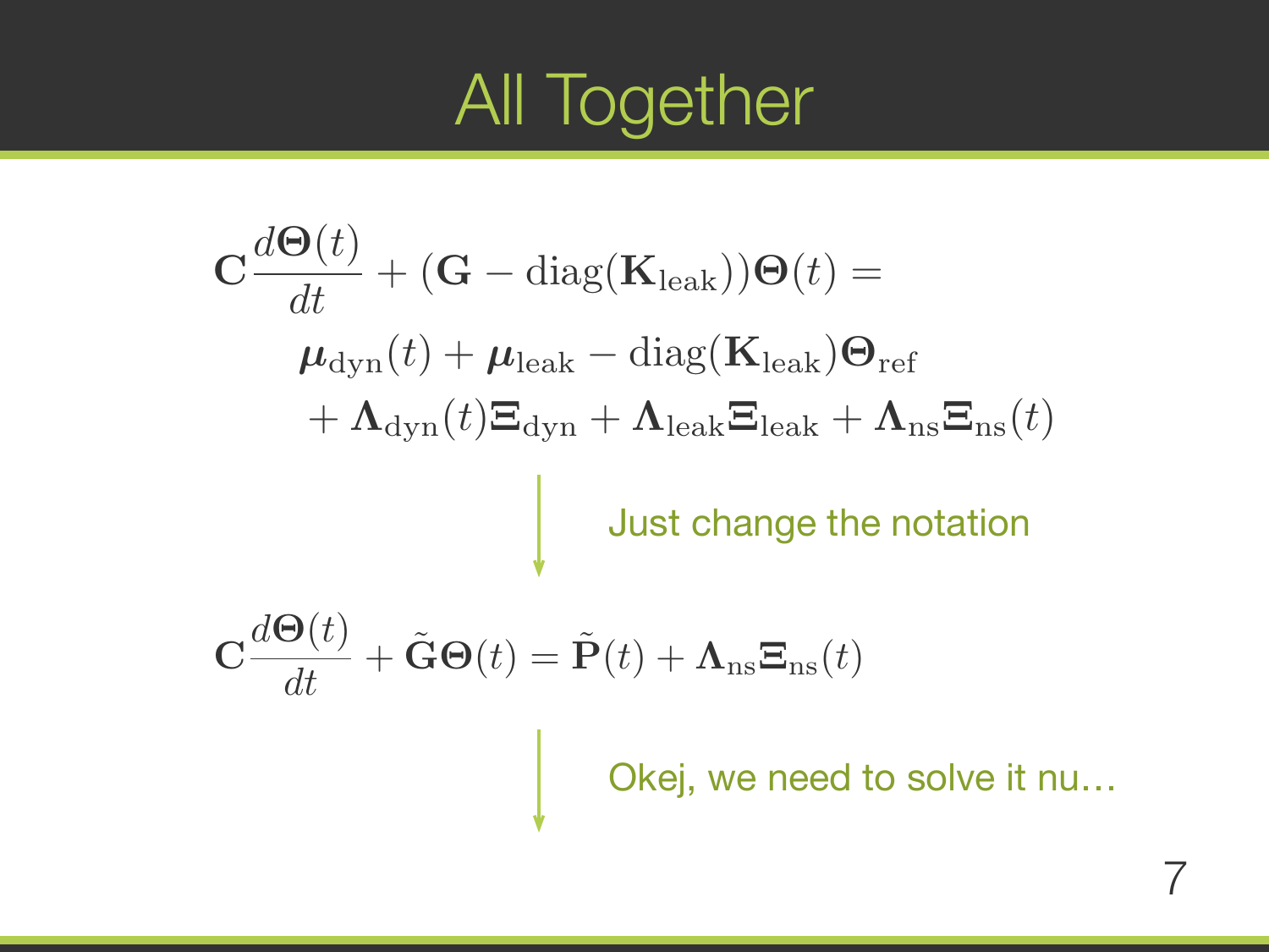# All Together

$$
\mathbf{C}\frac{d\boldsymbol{\Theta}(t)}{dt} + (\mathbf{G} - \mathrm{diag}(\mathbf{K}_{\text{leak}}))\boldsymbol{\Theta}(t) =
$$

$$
\boldsymbol{\mu}_{\text{dyn}}(t) + \boldsymbol{\mu}_{\text{leak}} - \mathrm{diag}(\mathbf{K}_{\text{leak}})\boldsymbol{\Theta}_{\text{ref}}
$$

$$
+ \boldsymbol{\Lambda}_{\text{dyn}}(t)\boldsymbol{\Xi}_{\text{dyn}} + \boldsymbol{\Lambda}_{\text{leak}}\boldsymbol{\Xi}_{\text{leak}} + \boldsymbol{\Lambda}_{\text{ns}}\boldsymbol{\Xi}_{\text{ns}}(t)
$$

Just change the notation

$$
\mathbf{C}\frac{d\boldsymbol{\Theta}(t)}{dt} + \tilde{\mathbf{G}}\boldsymbol{\Theta}(t) = \tilde{\mathbf{P}}(t) + \boldsymbol{\Lambda}_{\text{ns}}\boldsymbol{\Xi}_{\text{ns}}(t)
$$

Okej, we need to solve it nu…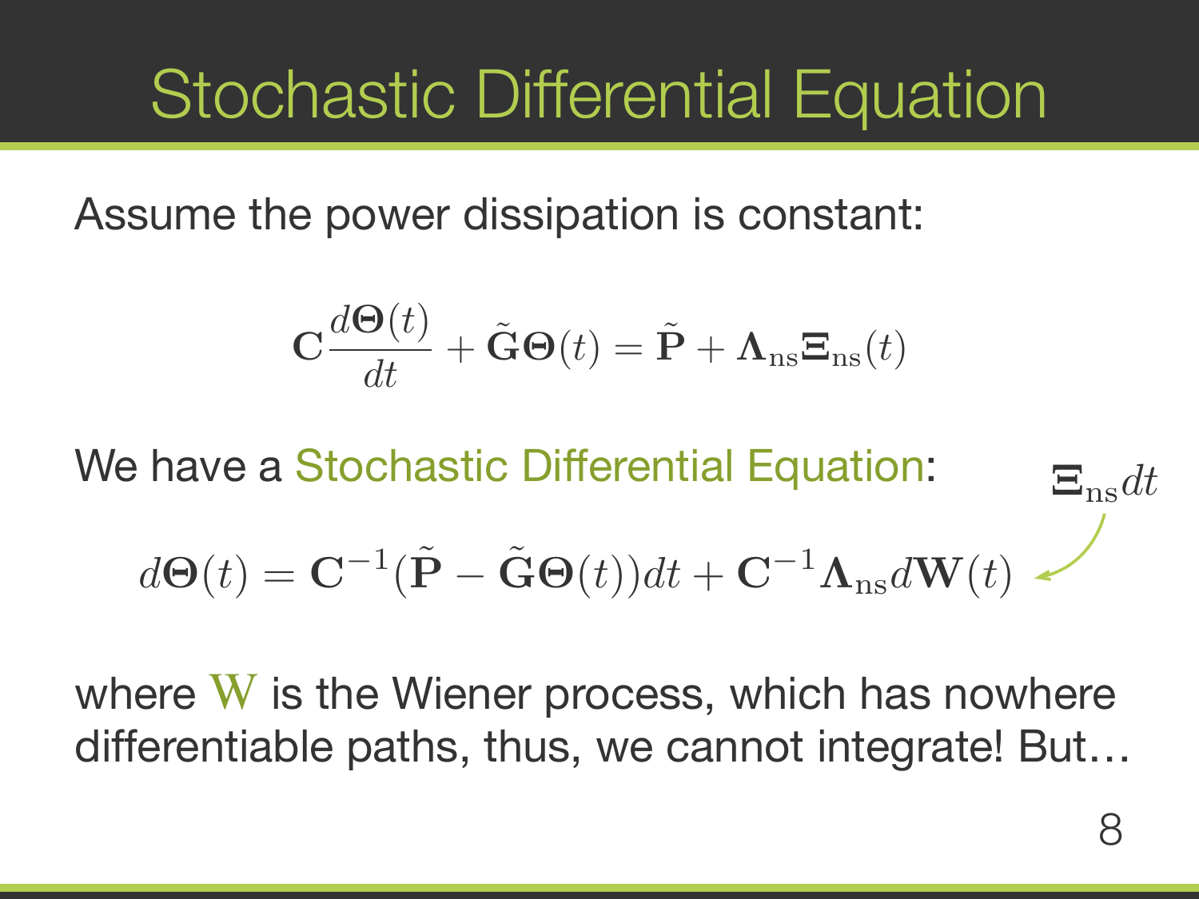# Stochastic Differential Equation

Assume the power dissipation is constant:

$$\mathbf{C}\frac{d\mathbf{\Theta}(t)}{dt} + \tilde{\mathbf{G}}\mathbf{\Theta}(t) = \tilde{\mathbf{P}} + \mathbf{\Lambda}_{\text{ns}}\mathbf{\Xi}_{\text{ns}}(t)$$

We have a Stochastic Differential Equation:

$$d\mathbf{\Theta}(t) = \mathbf{C}^{-1}(\tilde{\mathbf{P}} - \tilde{\mathbf{G}}\mathbf{\Theta}(t))dt + \mathbf{C}^{-1}\mathbf{\Lambda}_{\text{ns}}d\mathbf{W}(t)$$

$\mathbf{\Xi}_{\text{ns}}dt$

where $\mathrm{W}$ is the Wiener process, which has nowhere differentiable paths, thus, we cannot integrate! But…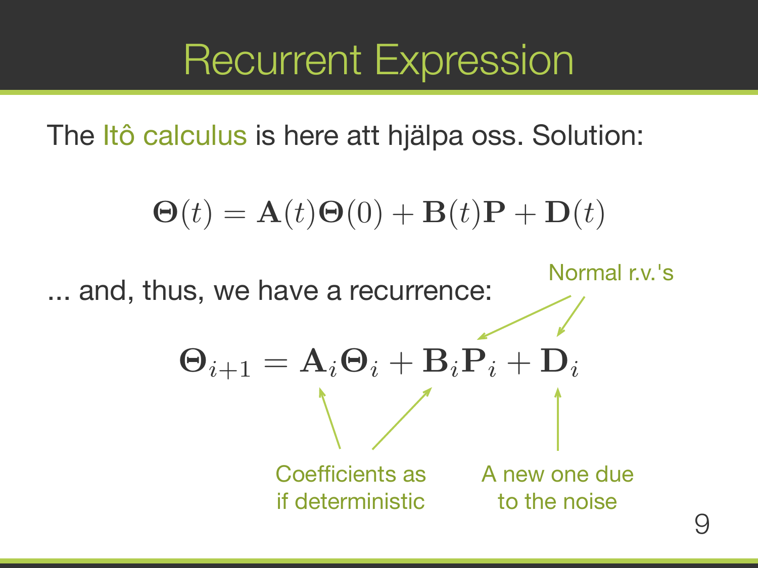# Recurrent Expression

The Itô calculus is here att hjälpa oss. Solution:

$$\mathbf{\Theta}(t) = \mathbf{A}(t)\mathbf{\Theta}(0) + \mathbf{B}(t)\mathbf{P} + \mathbf{D}(t)$$

... and, thus, we have a recurrence:

$$\mathbf{\Theta}_{i+1} = \mathbf{A}_i\mathbf{\Theta}_i + \mathbf{B}_i\mathbf{P}_i + \mathbf{D}_i$$

Normal r.v.'s

Coefficients as if deterministic

A new one due to the noise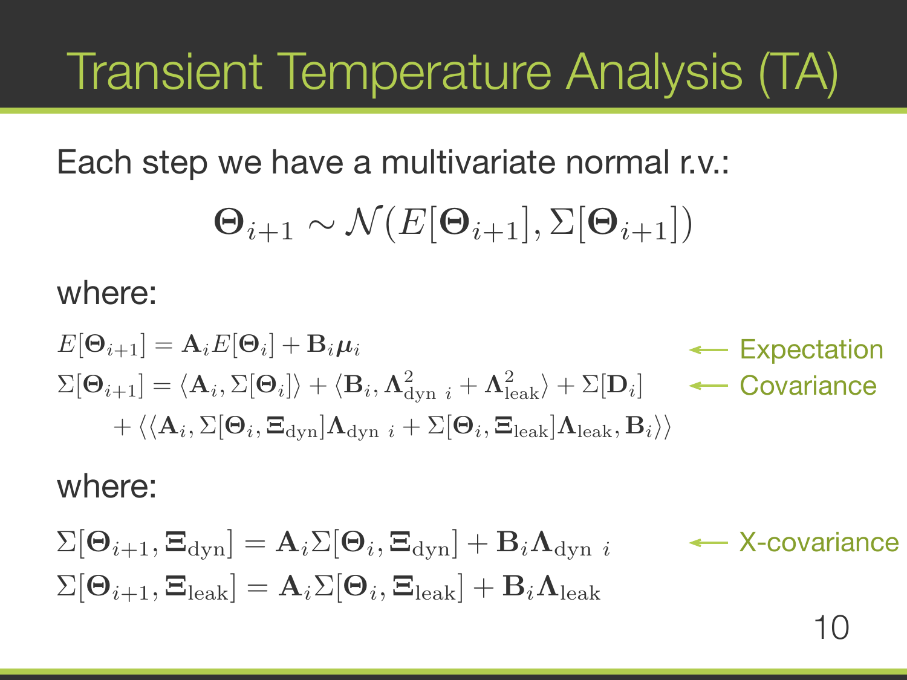# Transient Temperature Analysis (TA)

Each step we have a multivariate normal r.v.:

$$\mathbf{\Theta}_{i+1} \sim \mathcal{N}(E[\mathbf{\Theta}_{i+1}], \Sigma[\mathbf{\Theta}_{i+1}])$$

where:

$$E[\mathbf{\Theta}_{i+1}] = \mathbf{A}_i E[\mathbf{\Theta}_i] + \mathbf{B}_i \boldsymbol{\mu}_i$$ ← Expectation

$$\begin{aligned}\Sigma[\mathbf{\Theta}_{i+1}] &= \langle \mathbf{A}_i, \Sigma[\mathbf{\Theta}_i] \rangle + \langle \mathbf{B}_i, \mathbf{\Lambda}^2_{\text{dyn }i} + \mathbf{\Lambda}^2_{\text{leak}} \rangle + \Sigma[\mathbf{D}_i] \\ &\quad + \langle\langle \mathbf{A}_i, \Sigma[\mathbf{\Theta}_i, \mathbf{\Xi}_{\text{dyn}}] \mathbf{\Lambda}_{\text{dyn }i} + \Sigma[\mathbf{\Theta}_i, \mathbf{\Xi}_{\text{leak}}] \mathbf{\Lambda}_{\text{leak}}, \mathbf{B}_i \rangle\rangle\end{aligned}$$ ← Covariance

where:

$$\Sigma[\mathbf{\Theta}_{i+1}, \mathbf{\Xi}_{\text{dyn}}] = \mathbf{A}_i \Sigma[\mathbf{\Theta}_i, \mathbf{\Xi}_{\text{dyn}}] + \mathbf{B}_i \mathbf{\Lambda}_{\text{dyn }i}$$ ← X-covariance

$$\Sigma[\mathbf{\Theta}_{i+1}, \mathbf{\Xi}_{\text{leak}}] = \mathbf{A}_i \Sigma[\mathbf{\Theta}_i, \mathbf{\Xi}_{\text{leak}}] + \mathbf{B}_i \mathbf{\Lambda}_{\text{leak}}$$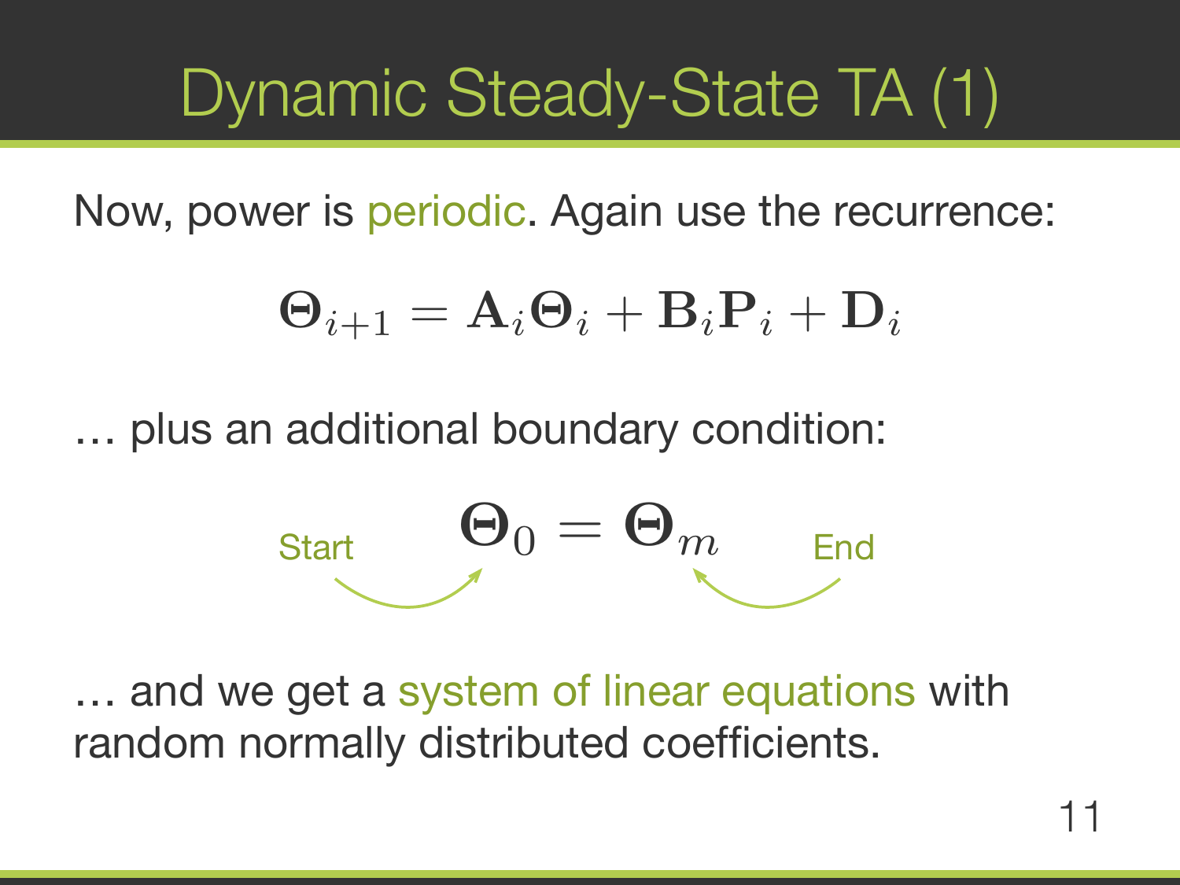# Dynamic Steady-State TA (1)

Now, power is periodic. Again use the recurrence:

$$\mathbf{\Theta}_{i+1} = \mathbf{A}_i \mathbf{\Theta}_i + \mathbf{B}_i \mathbf{P}_i + \mathbf{D}_i$$

… plus an additional boundary condition:

$$\mathbf{\Theta}_0 = \mathbf{\Theta}_m$$

Start → $\mathbf{\Theta}_0$; End → $\mathbf{\Theta}_m$

… and we get a system of linear equations with random normally distributed coefficients.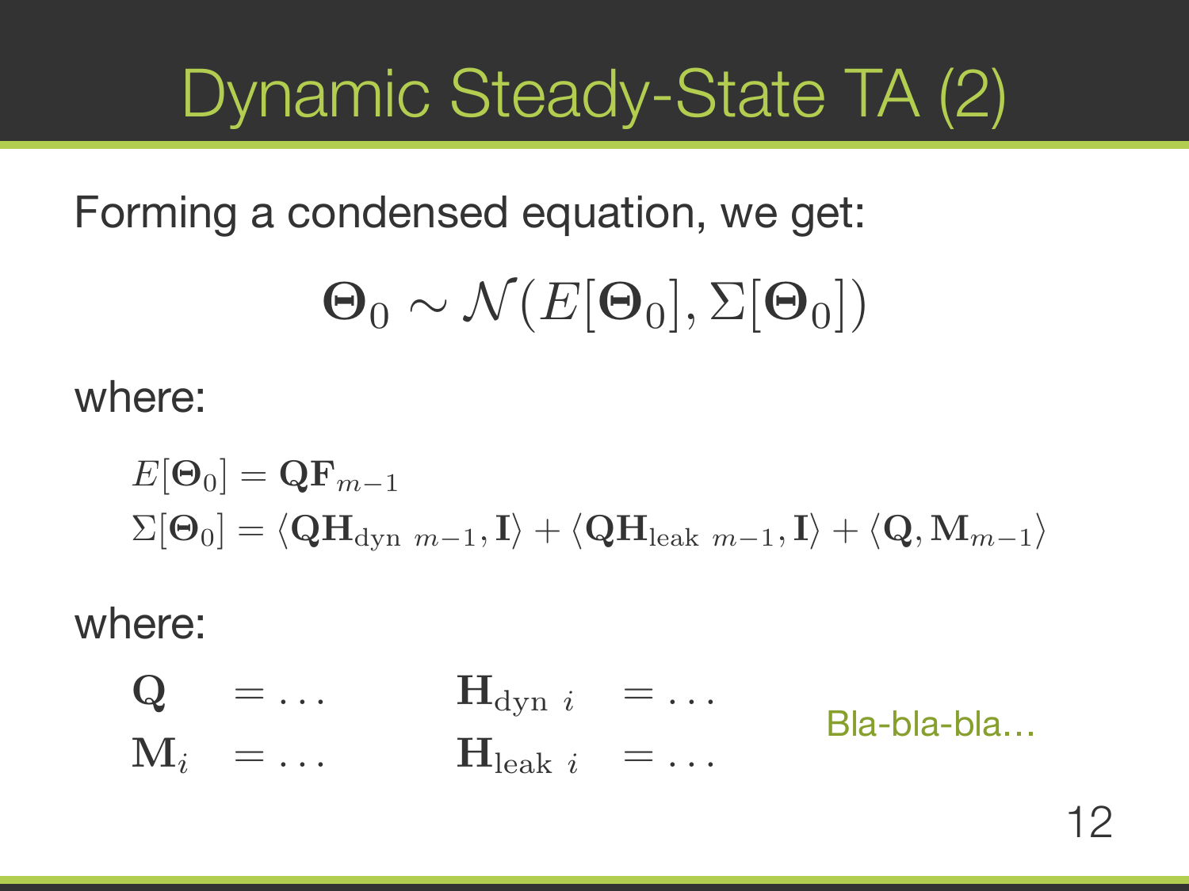# Dynamic Steady-State TA (2)

Forming a condensed equation, we get:

$$\mathbf{\Theta}_0 \sim \mathcal{N}(E[\mathbf{\Theta}_0], \Sigma[\mathbf{\Theta}_0])$$

where:

$$E[\mathbf{\Theta}_0] = \mathbf{Q}\mathbf{F}_{m-1}$$

$$\Sigma[\mathbf{\Theta}_0] = \langle \mathbf{Q}\mathbf{H}_{\text{dyn }m-1}, \mathbf{I} \rangle + \langle \mathbf{Q}\mathbf{H}_{\text{leak }m-1}, \mathbf{I} \rangle + \langle \mathbf{Q}, \mathbf{M}_{m-1} \rangle$$

where:

$$\mathbf{Q} = \dots \qquad \mathbf{H}_{\text{dyn }i} = \dots$$

$$\mathbf{M}_i = \dots \qquad \mathbf{H}_{\text{leak }i} = \dots$$

Bla-bla-bla…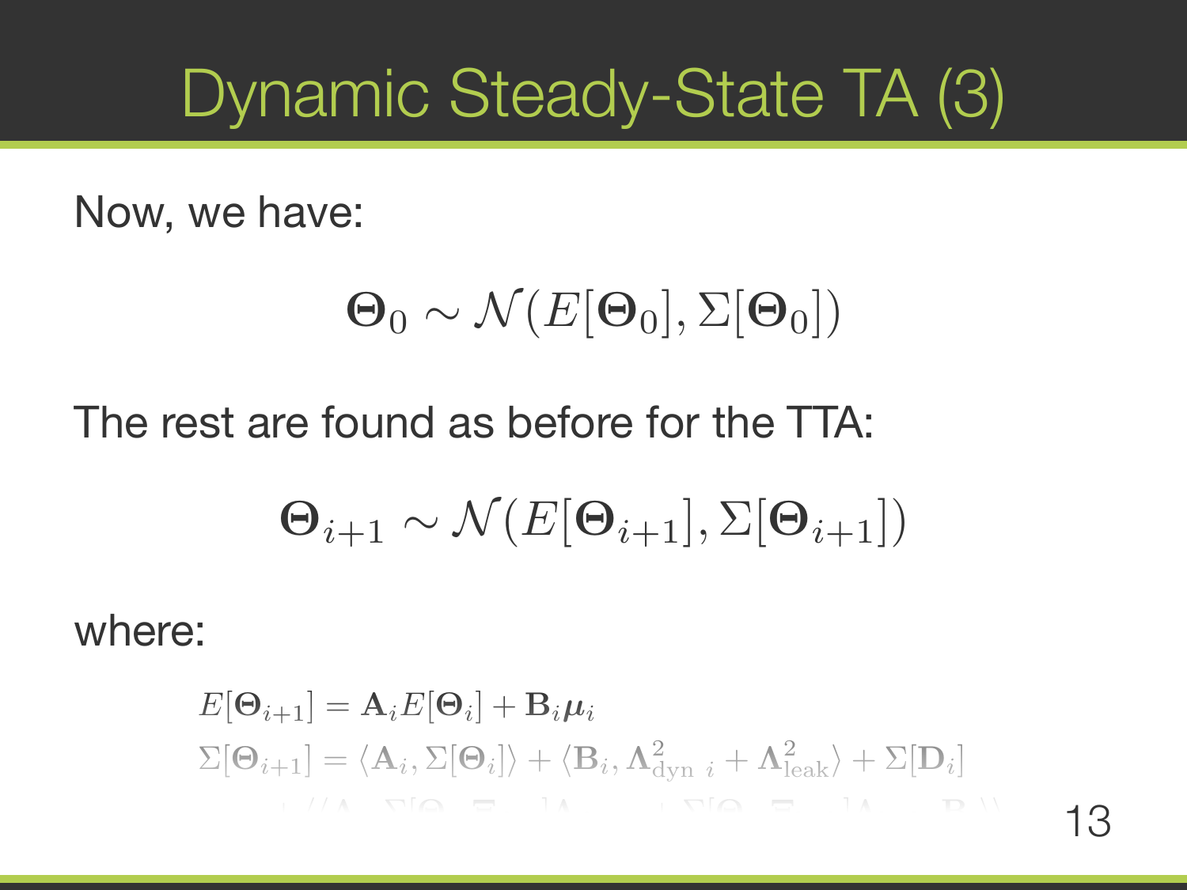# Dynamic Steady-State TA (3)

Now, we have:

$$\boldsymbol{\Theta}_0 \sim \mathcal{N}(E[\boldsymbol{\Theta}_0], \Sigma[\boldsymbol{\Theta}_0])$$

The rest are found as before for the TTA:

$$\boldsymbol{\Theta}_{i+1} \sim \mathcal{N}(E[\boldsymbol{\Theta}_{i+1}], \Sigma[\boldsymbol{\Theta}_{i+1}])$$

where:

$$E[\boldsymbol{\Theta}_{i+1}] = \mathbf{A}_i E[\boldsymbol{\Theta}_i] + \mathbf{B}_i \boldsymbol{\mu}_i$$

$$\Sigma[\boldsymbol{\Theta}_{i+1}] = \langle \mathbf{A}_i, \Sigma[\boldsymbol{\Theta}_i] \rangle + \langle \mathbf{B}_i, \boldsymbol{\Lambda}^2_{\text{dyn}\ i} + \boldsymbol{\Lambda}^2_{\text{leak}} \rangle + \Sigma[\mathbf{D}_i]$$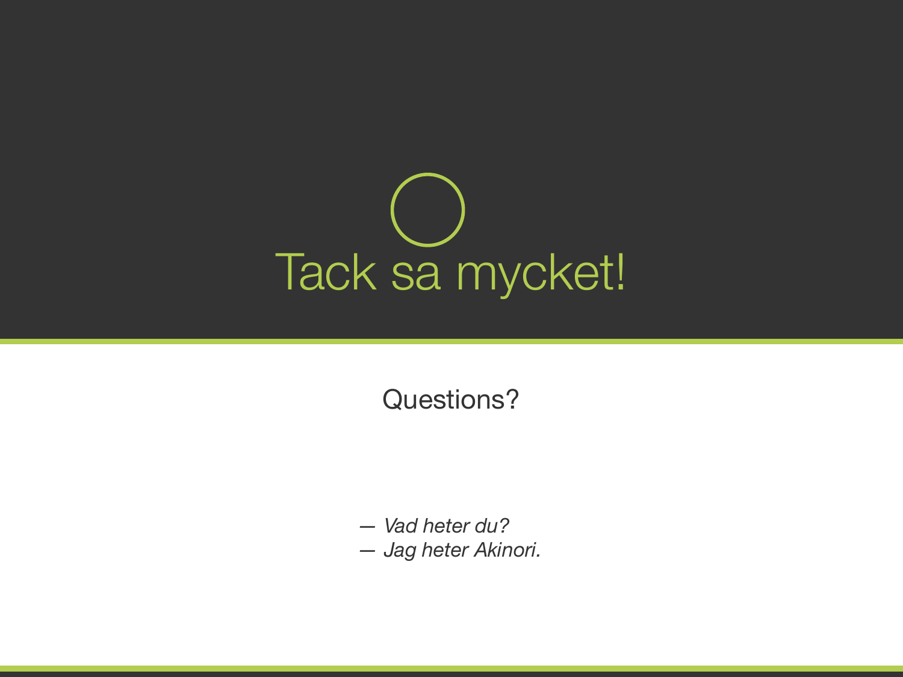# Tack sa mycket!

Questions?

— *Vad heter du?*
— *Jag heter Akinori.*